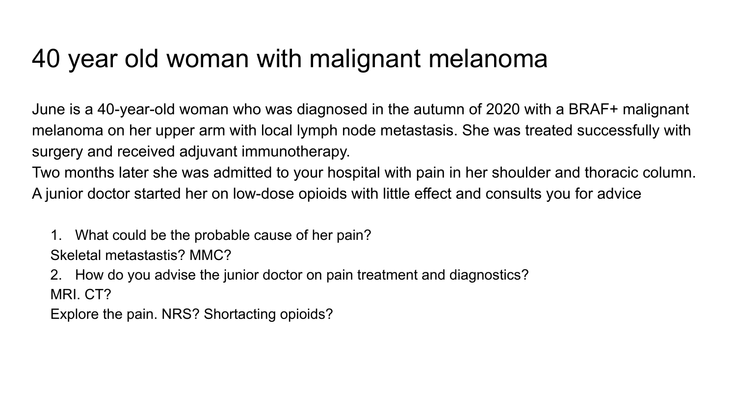# 40 year old woman with malignant melanoma

June is a 40-year-old woman who was diagnosed in the autumn of 2020 with a BRAF+ malignant melanoma on her upper arm with local lymph node metastasis. She was treated successfully with surgery and received adjuvant immunotherapy.
Two months later she was admitted to your hospital with pain in her shoulder and thoracic column. A junior doctor started her on low-dose opioids with little effect and consults you for advice

1. What could be the probable cause of her pain?
   Skeletal metastastis? MMC?
2. How do you advise the junior doctor on pain treatment and diagnostics?
   MRI. CT?
   Explore the pain. NRS? Shortacting opioids?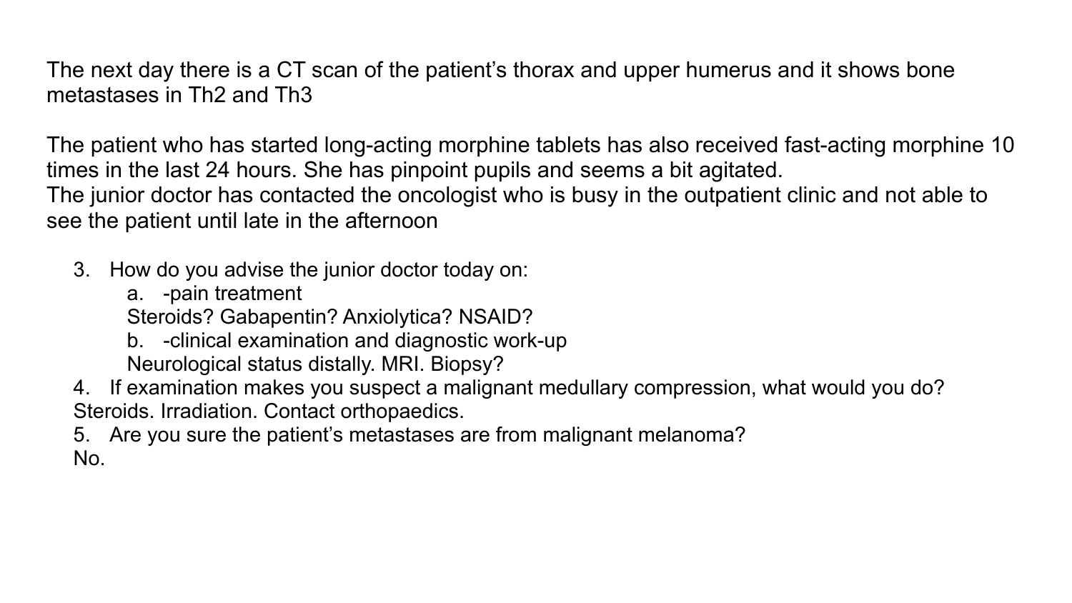The next day there is a CT scan of the patient's thorax and upper humerus and it shows bone metastases in Th2 and Th3

The patient who has started long-acting morphine tablets has also received fast-acting morphine 10 times in the last 24 hours. She has pinpoint pupils and seems a bit agitated.
The junior doctor has contacted the oncologist who is busy in the outpatient clinic and not able to see the patient until late in the afternoon

3. How do you advise the junior doctor today on:
   a. -pain treatment
   Steroids? Gabapentin? Anxiolytica? NSAID?
   b. -clinical examination and diagnostic work-up
   Neurological status distally. MRI. Biopsy?
4. If examination makes you suspect a malignant medullary compression, what would you do?
Steroids. Irradiation. Contact orthopaedics.
5. Are you sure the patient's metastases are from malignant melanoma?
No.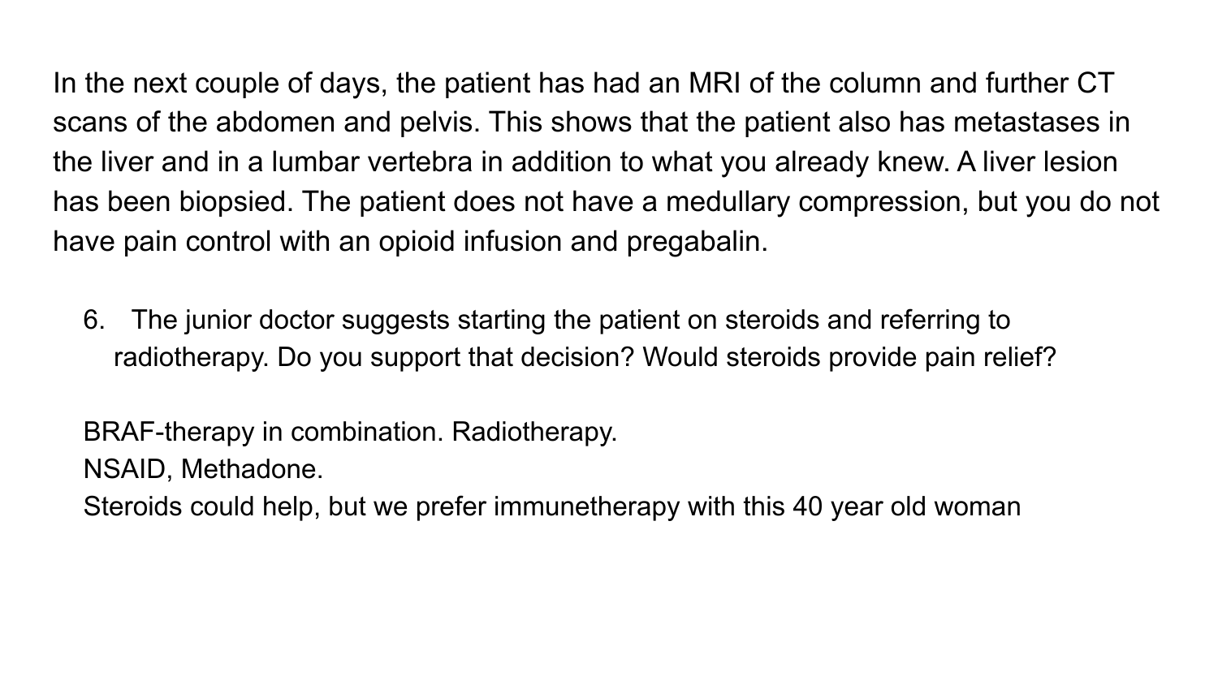In the next couple of days, the patient has had an MRI of the column and further CT scans of the abdomen and pelvis. This shows that the patient also has metastases in the liver and in a lumbar vertebra in addition to what you already knew. A liver lesion has been biopsied. The patient does not have a medullary compression, but you do not have pain control with an opioid infusion and pregabalin.

6. The junior doctor suggests starting the patient on steroids and referring to radiotherapy. Do you support that decision? Would steroids provide pain relief?

BRAF-therapy in combination. Radiotherapy.
NSAID, Methadone.
Steroids could help, but we prefer immunetherapy with this 40 year old woman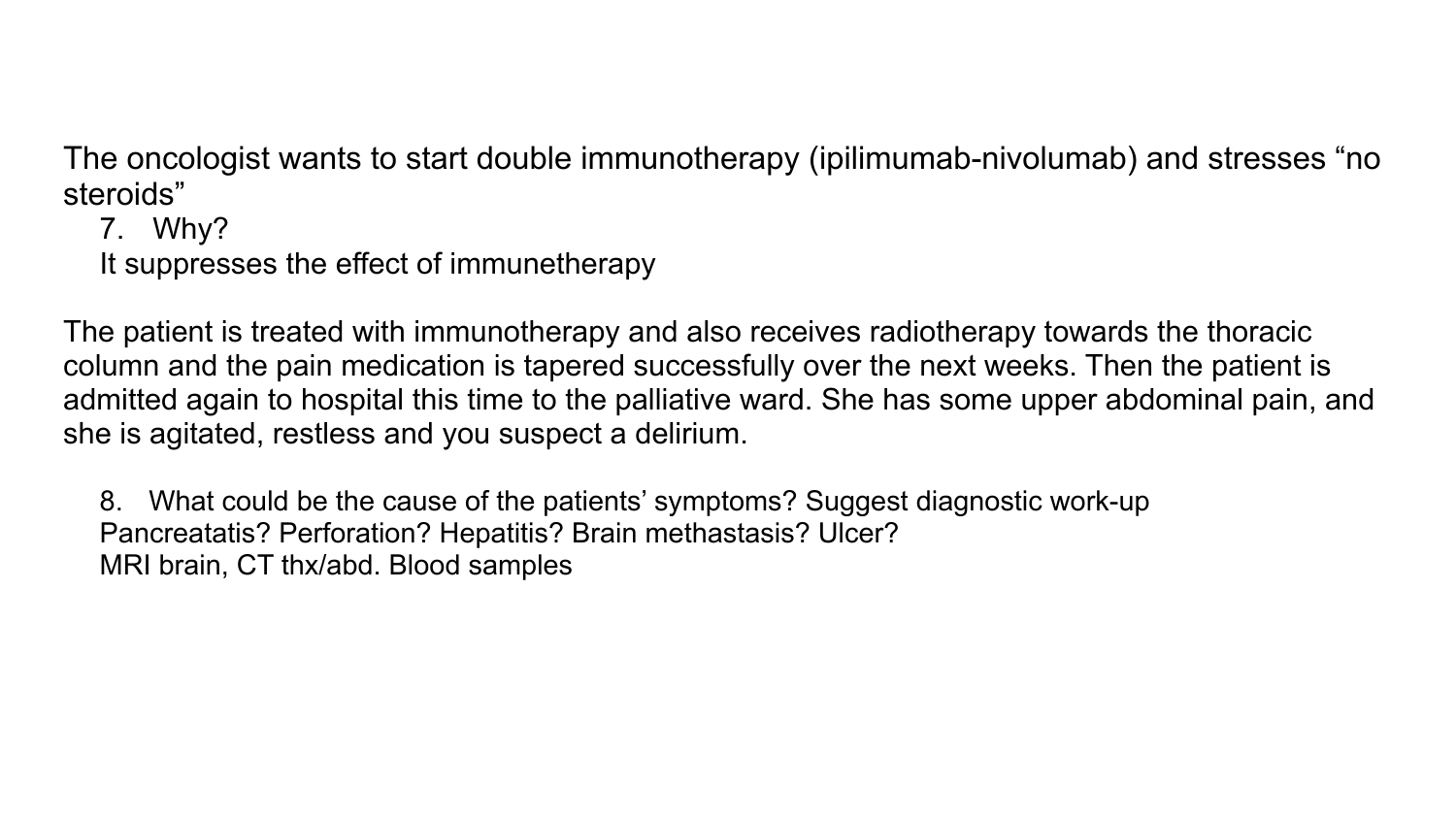The oncologist wants to start double immunotherapy (ipilimumab-nivolumab) and stresses “no steroids”

7. Why?

It suppresses the effect of immunetherapy

The patient is treated with immunotherapy and also receives radiotherapy towards the thoracic column and the pain medication is tapered successfully over the next weeks. Then the patient is admitted again to hospital this time to the palliative ward. She has some upper abdominal pain, and she is agitated, restless and you suspect a delirium.

8. What could be the cause of the patients’ symptoms? Suggest diagnostic work-up

Pancreatatis? Perforation? Hepatitis? Brain methastasis? Ulcer?

MRI brain, CT thx/abd. Blood samples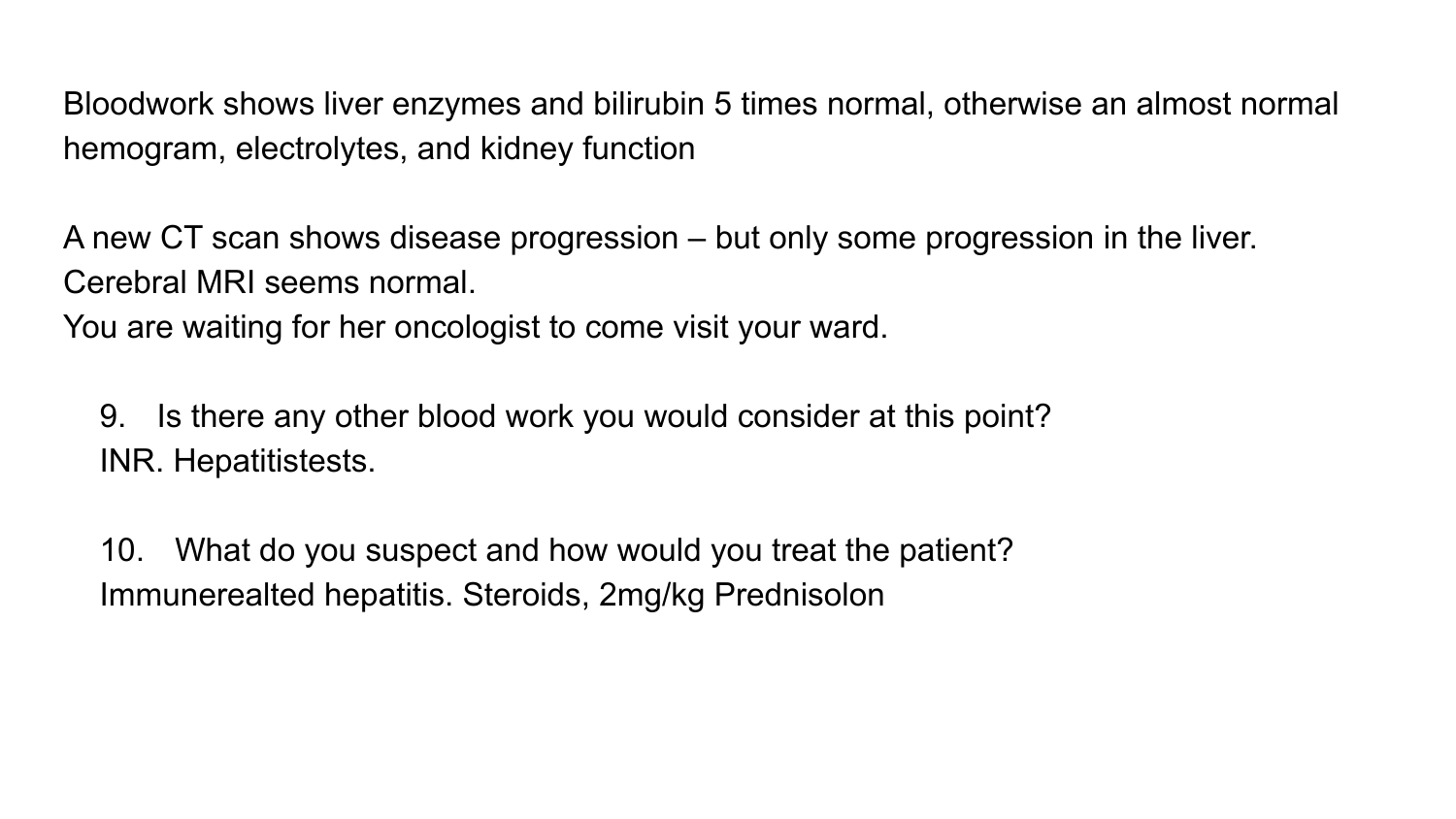Bloodwork shows liver enzymes and bilirubin 5 times normal, otherwise an almost normal hemogram, electrolytes, and kidney function

A new CT scan shows disease progression – but only some progression in the liver. Cerebral MRI seems normal.
You are waiting for her oncologist to come visit your ward.

9. Is there any other blood work you would consider at this point?
   INR. Hepatitistests.

10. What do you suspect and how would you treat the patient?
   Immunerealted hepatitis. Steroids, 2mg/kg Prednisolon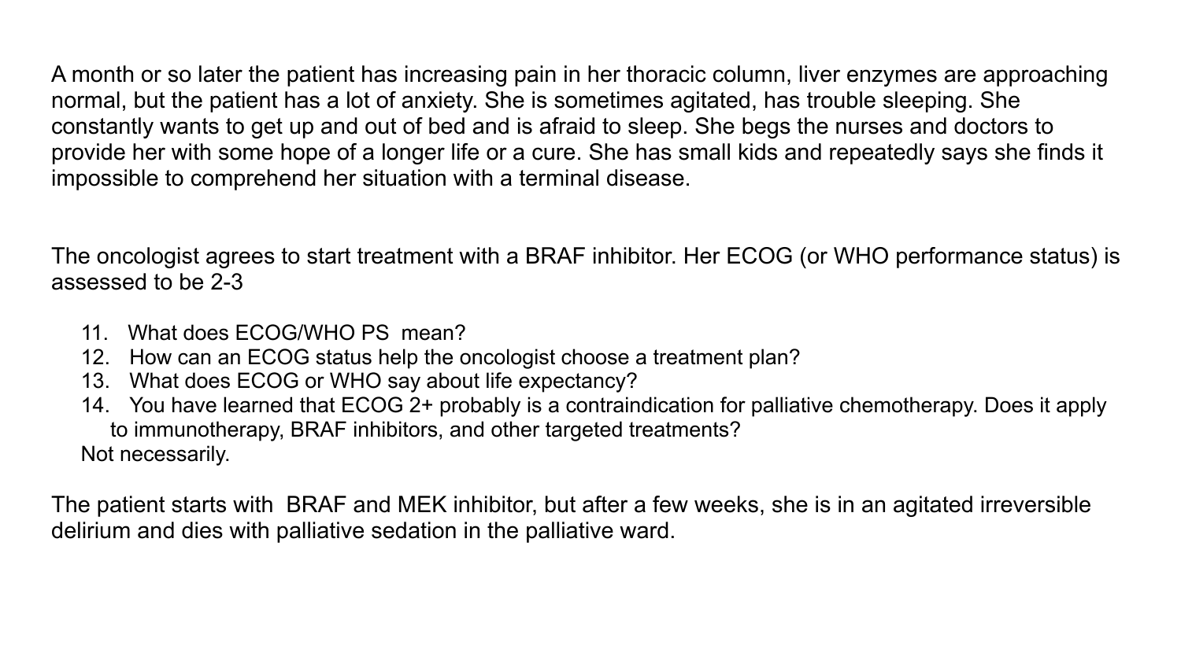A month or so later the patient has increasing pain in her thoracic column, liver enzymes are approaching normal, but the patient has a lot of anxiety. She is sometimes agitated, has trouble sleeping. She constantly wants to get up and out of bed and is afraid to sleep. She begs the nurses and doctors to provide her with some hope of a longer life or a cure. She has small kids and repeatedly says she finds it impossible to comprehend her situation with a terminal disease.

The oncologist agrees to start treatment with a BRAF inhibitor. Her ECOG (or WHO performance status) is assessed to be 2-3

11. What does ECOG/WHO PS mean?
12. How can an ECOG status help the oncologist choose a treatment plan?
13. What does ECOG or WHO say about life expectancy?
14. You have learned that ECOG 2+ probably is a contraindication for palliative chemotherapy. Does it apply to immunotherapy, BRAF inhibitors, and other targeted treatments?

Not necessarily.

The patient starts with BRAF and MEK inhibitor, but after a few weeks, she is in an agitated irreversible delirium and dies with palliative sedation in the palliative ward.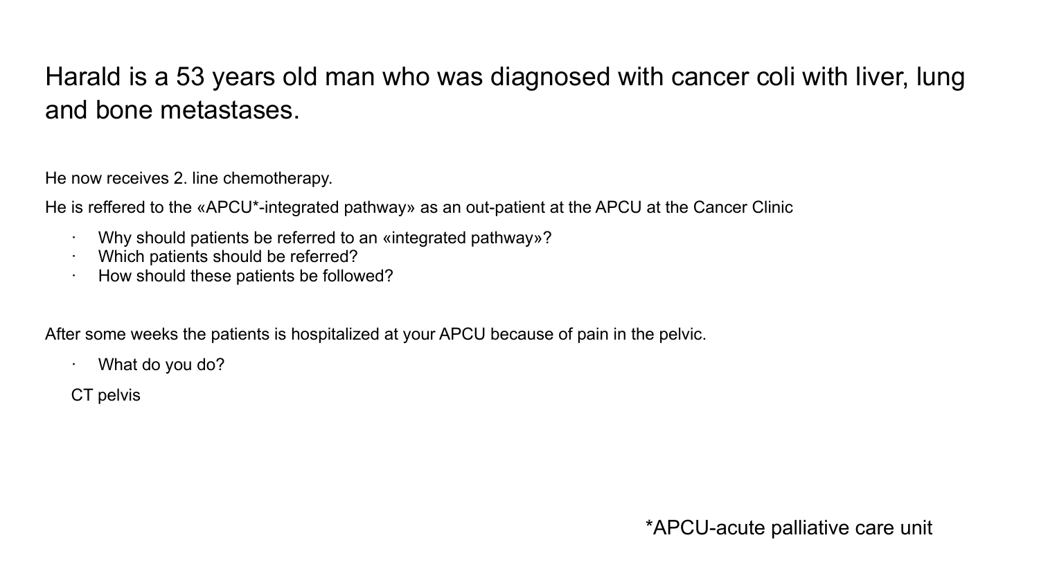# Harald is a 53 years old man who was diagnosed with cancer coli with liver, lung and bone metastases.

He now receives 2. line chemotherapy.

He is reffered to the «APCU*-integrated pathway» as an out-patient at the APCU at the Cancer Clinic

- Why should patients be referred to an «integrated pathway»?
- Which patients should be referred?
- How should these patients be followed?

After some weeks the patients is hospitalized at your APCU because of pain in the pelvic.

- What do you do?

CT pelvis

*APCU-acute palliative care unit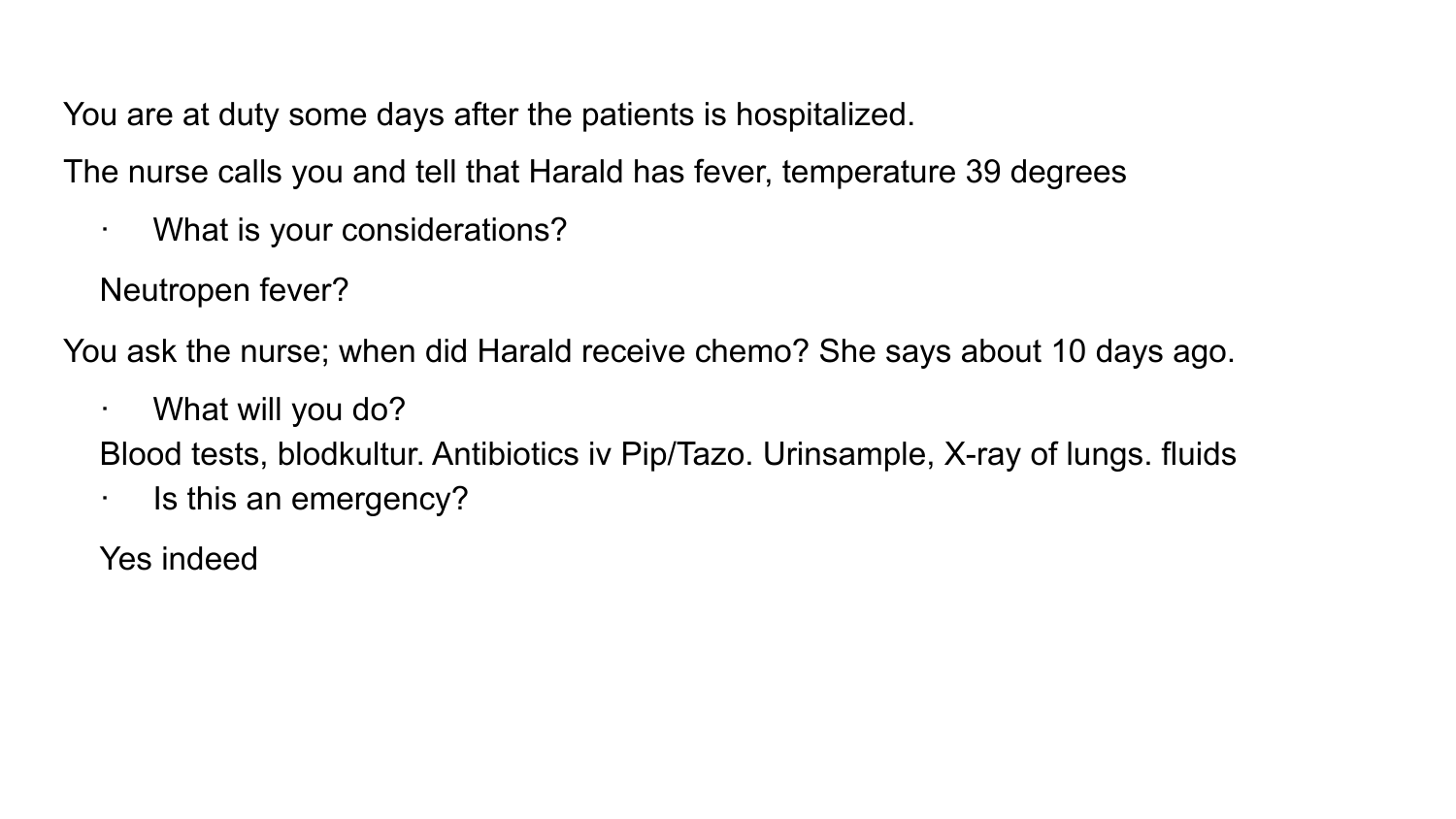You are at duty some days after the patients is hospitalized.

The nurse calls you and tell that Harald has fever, temperature 39 degrees

- What is your considerations?

  Neutropen fever?

You ask the nurse; when did Harald receive chemo? She says about 10 days ago.

- What will you do?

  Blood tests, blodkultur. Antibiotics iv Pip/Tazo. Urinsample, X-ray of lungs. fluids

- Is this an emergency?

  Yes indeed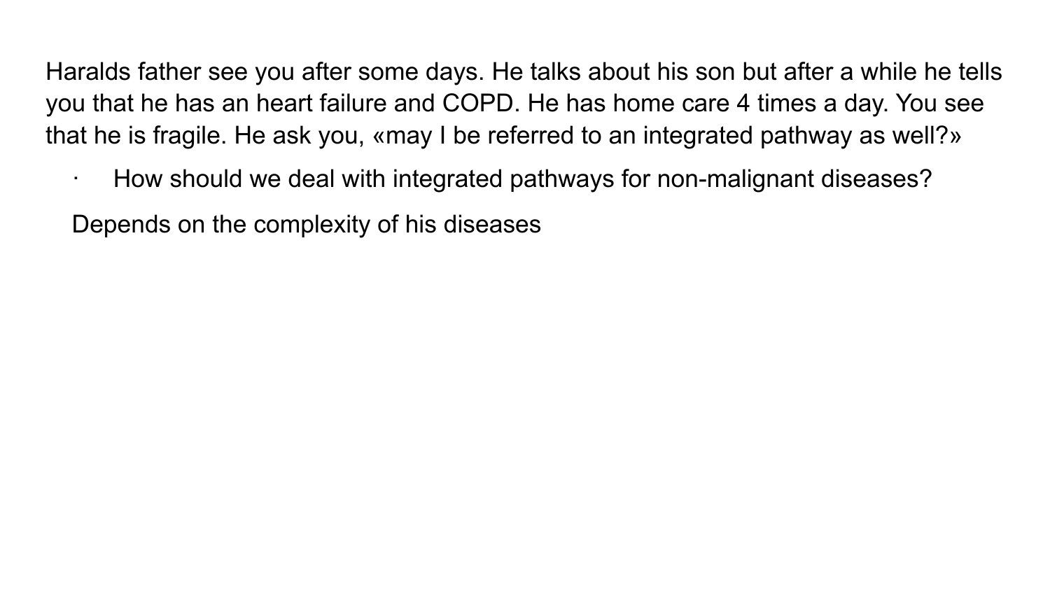Haralds father see you after some days. He talks about his son but after a while he tells you that he has an heart failure and COPD. He has home care 4 times a day. You see that he is fragile. He ask you, «may I be referred to an integrated pathway as well?»

- How should we deal with integrated pathways for non-malignant diseases?

Depends on the complexity of his diseases